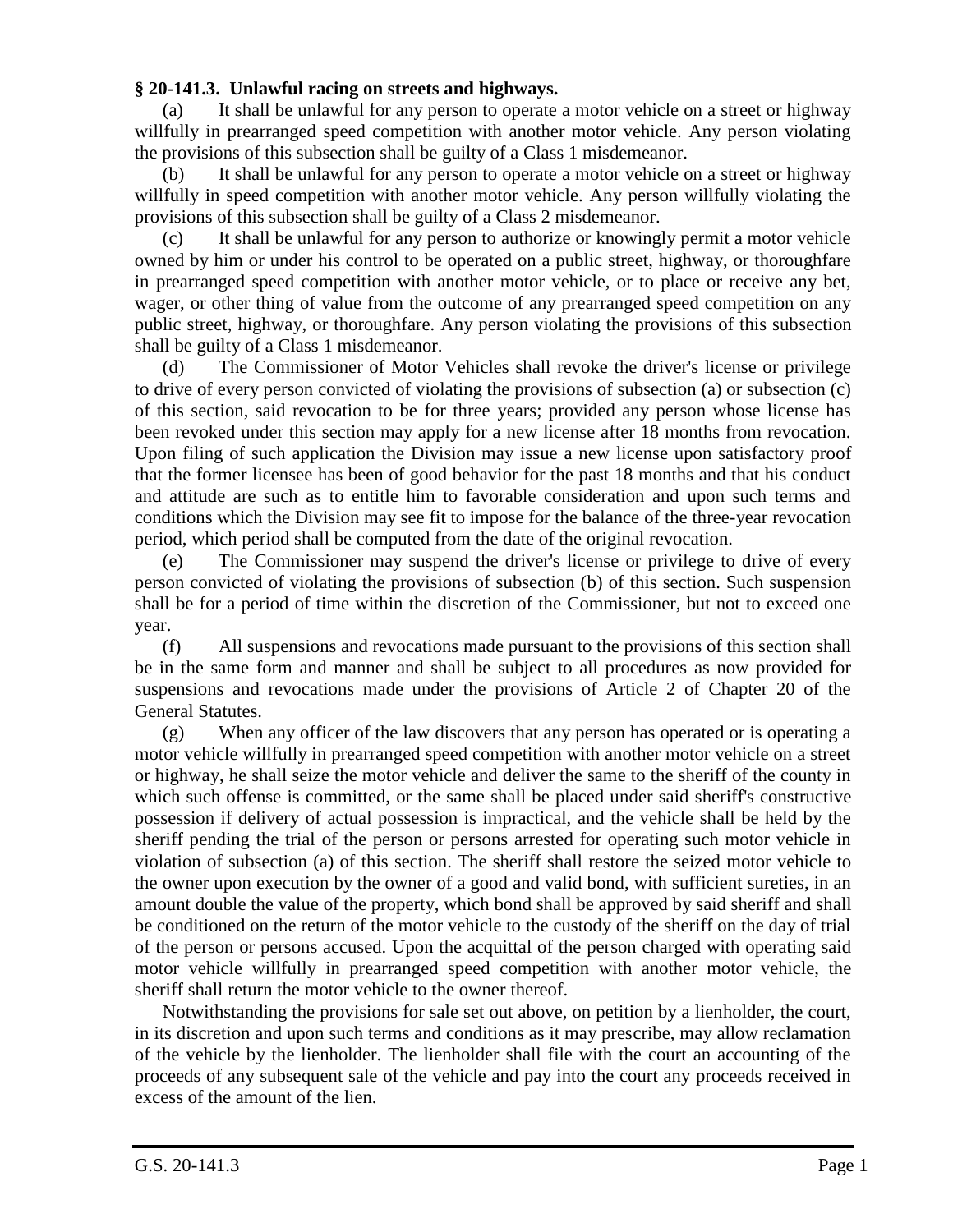**§ 20-141.3. Unlawful racing on streets and highways.**

(a) It shall be unlawful for any person to operate a motor vehicle on a street or highway willfully in prearranged speed competition with another motor vehicle. Any person violating the provisions of this subsection shall be guilty of a Class 1 misdemeanor.

(b) It shall be unlawful for any person to operate a motor vehicle on a street or highway willfully in speed competition with another motor vehicle. Any person willfully violating the provisions of this subsection shall be guilty of a Class 2 misdemeanor.

(c) It shall be unlawful for any person to authorize or knowingly permit a motor vehicle owned by him or under his control to be operated on a public street, highway, or thoroughfare in prearranged speed competition with another motor vehicle, or to place or receive any bet, wager, or other thing of value from the outcome of any prearranged speed competition on any public street, highway, or thoroughfare. Any person violating the provisions of this subsection shall be guilty of a Class 1 misdemeanor.

(d) The Commissioner of Motor Vehicles shall revoke the driver's license or privilege to drive of every person convicted of violating the provisions of subsection (a) or subsection (c) of this section, said revocation to be for three years; provided any person whose license has been revoked under this section may apply for a new license after 18 months from revocation. Upon filing of such application the Division may issue a new license upon satisfactory proof that the former licensee has been of good behavior for the past 18 months and that his conduct and attitude are such as to entitle him to favorable consideration and upon such terms and conditions which the Division may see fit to impose for the balance of the three-year revocation period, which period shall be computed from the date of the original revocation.

(e) The Commissioner may suspend the driver's license or privilege to drive of every person convicted of violating the provisions of subsection (b) of this section. Such suspension shall be for a period of time within the discretion of the Commissioner, but not to exceed one year.

(f) All suspensions and revocations made pursuant to the provisions of this section shall be in the same form and manner and shall be subject to all procedures as now provided for suspensions and revocations made under the provisions of Article 2 of Chapter 20 of the General Statutes.

(g) When any officer of the law discovers that any person has operated or is operating a motor vehicle willfully in prearranged speed competition with another motor vehicle on a street or highway, he shall seize the motor vehicle and deliver the same to the sheriff of the county in which such offense is committed, or the same shall be placed under said sheriff's constructive possession if delivery of actual possession is impractical, and the vehicle shall be held by the sheriff pending the trial of the person or persons arrested for operating such motor vehicle in violation of subsection (a) of this section. The sheriff shall restore the seized motor vehicle to the owner upon execution by the owner of a good and valid bond, with sufficient sureties, in an amount double the value of the property, which bond shall be approved by said sheriff and shall be conditioned on the return of the motor vehicle to the custody of the sheriff on the day of trial of the person or persons accused. Upon the acquittal of the person charged with operating said motor vehicle willfully in prearranged speed competition with another motor vehicle, the sheriff shall return the motor vehicle to the owner thereof.

Notwithstanding the provisions for sale set out above, on petition by a lienholder, the court, in its discretion and upon such terms and conditions as it may prescribe, may allow reclamation of the vehicle by the lienholder. The lienholder shall file with the court an accounting of the proceeds of any subsequent sale of the vehicle and pay into the court any proceeds received in excess of the amount of the lien.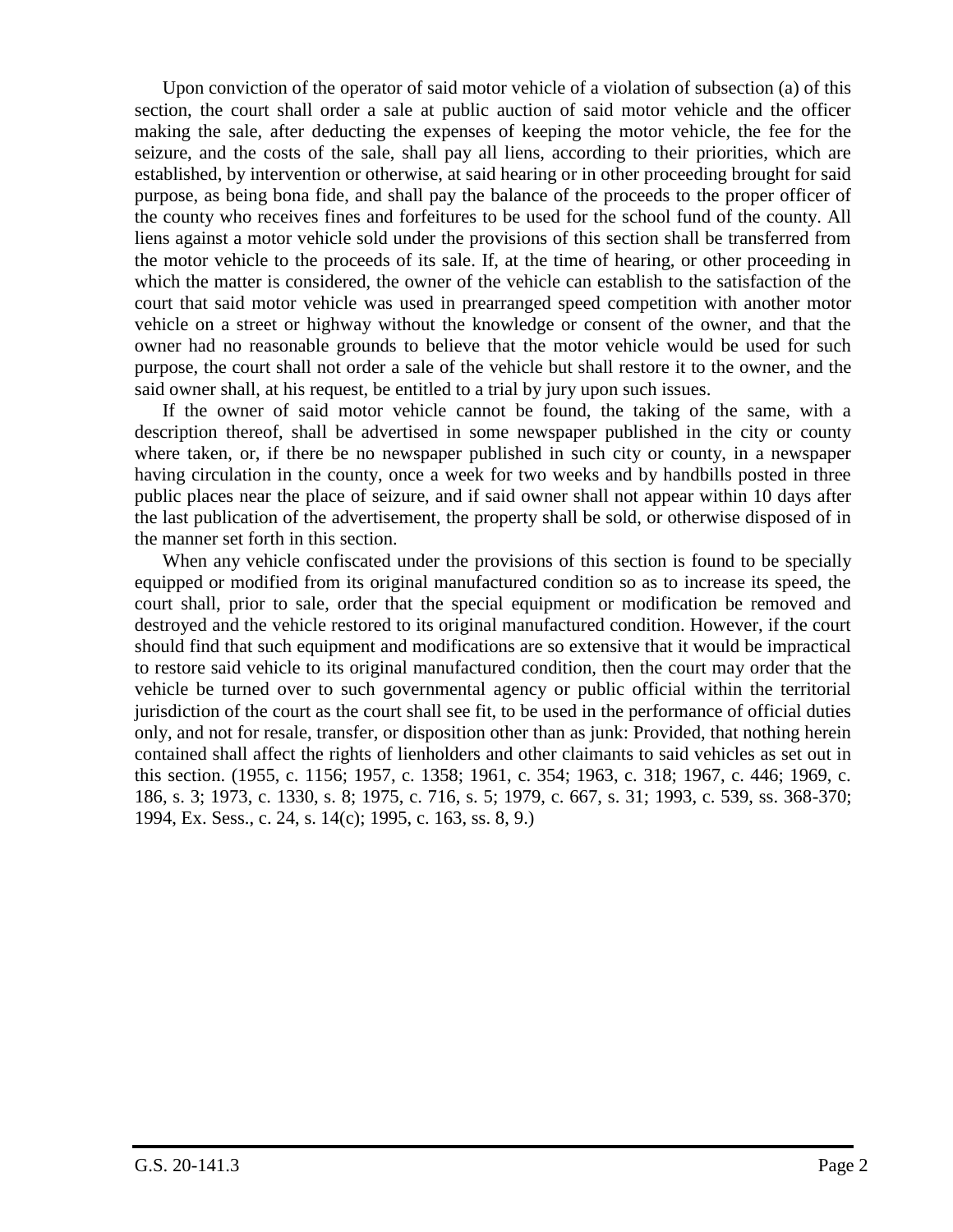Upon conviction of the operator of said motor vehicle of a violation of subsection (a) of this section, the court shall order a sale at public auction of said motor vehicle and the officer making the sale, after deducting the expenses of keeping the motor vehicle, the fee for the seizure, and the costs of the sale, shall pay all liens, according to their priorities, which are established, by intervention or otherwise, at said hearing or in other proceeding brought for said purpose, as being bona fide, and shall pay the balance of the proceeds to the proper officer of the county who receives fines and forfeitures to be used for the school fund of the county. All liens against a motor vehicle sold under the provisions of this section shall be transferred from the motor vehicle to the proceeds of its sale. If, at the time of hearing, or other proceeding in which the matter is considered, the owner of the vehicle can establish to the satisfaction of the court that said motor vehicle was used in prearranged speed competition with another motor vehicle on a street or highway without the knowledge or consent of the owner, and that the owner had no reasonable grounds to believe that the motor vehicle would be used for such purpose, the court shall not order a sale of the vehicle but shall restore it to the owner, and the said owner shall, at his request, be entitled to a trial by jury upon such issues.

If the owner of said motor vehicle cannot be found, the taking of the same, with a description thereof, shall be advertised in some newspaper published in the city or county where taken, or, if there be no newspaper published in such city or county, in a newspaper having circulation in the county, once a week for two weeks and by handbills posted in three public places near the place of seizure, and if said owner shall not appear within 10 days after the last publication of the advertisement, the property shall be sold, or otherwise disposed of in the manner set forth in this section.

When any vehicle confiscated under the provisions of this section is found to be specially equipped or modified from its original manufactured condition so as to increase its speed, the court shall, prior to sale, order that the special equipment or modification be removed and destroyed and the vehicle restored to its original manufactured condition. However, if the court should find that such equipment and modifications are so extensive that it would be impractical to restore said vehicle to its original manufactured condition, then the court may order that the vehicle be turned over to such governmental agency or public official within the territorial jurisdiction of the court as the court shall see fit, to be used in the performance of official duties only, and not for resale, transfer, or disposition other than as junk: Provided, that nothing herein contained shall affect the rights of lienholders and other claimants to said vehicles as set out in this section. (1955, c. 1156; 1957, c. 1358; 1961, c. 354; 1963, c. 318; 1967, c. 446; 1969, c. 186, s. 3; 1973, c. 1330, s. 8; 1975, c. 716, s. 5; 1979, c. 667, s. 31; 1993, c. 539, ss. 368-370; 1994, Ex. Sess., c. 24, s. 14(c); 1995, c. 163, ss. 8, 9.)